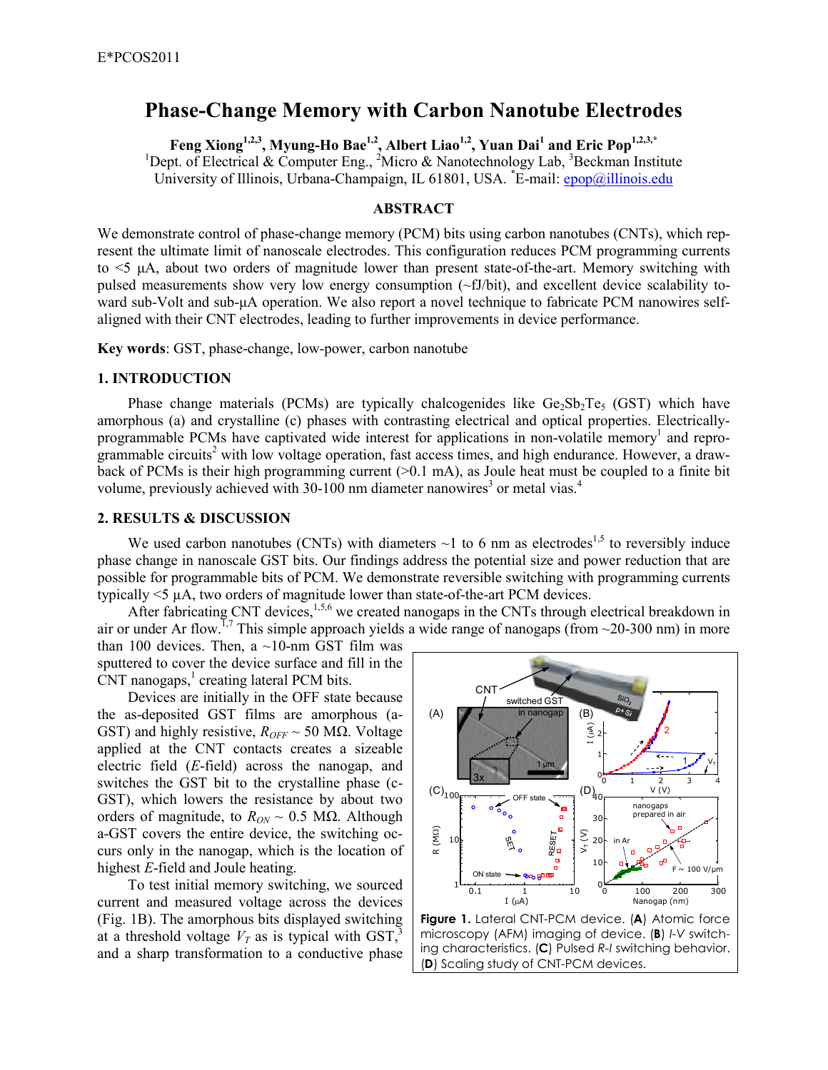# Phase-Change Memory with Carbon Nanotube Electrodes

**Feng Xiong[1,2,3], Myung-Ho Bae[1,2], Albert Liao[1,2], Yuan Dai[1] and Eric Pop[1,2,3,*]**

[1]Dept. of Electrical & Computer Eng., [2]Micro & Nanotechnology Lab, [3]Beckman Institute
University of Illinois, Urbana-Champaign, IL 61801, USA. [*]E-mail: epop@illinois.edu

## ABSTRACT

We demonstrate control of phase-change memory (PCM) bits using carbon nanotubes (CNTs), which represent the ultimate limit of nanoscale electrodes. This configuration reduces PCM programming currents to <5 μA, about two orders of magnitude lower than present state-of-the-art. Memory switching with pulsed measurements show very low energy consumption (~fJ/bit), and excellent device scalability toward sub-Volt and sub-μA operation. We also report a novel technique to fabricate PCM nanowires self-aligned with their CNT electrodes, leading to further improvements in device performance.

**Key words**: GST, phase-change, low-power, carbon nanotube

## 1. INTRODUCTION

Phase change materials (PCMs) are typically chalcogenides like $Ge_2Sb_2Te_5$ (GST) which have amorphous (a) and crystalline (c) phases with contrasting electrical and optical properties. Electrically-programmable PCMs have captivated wide interest for applications in non-volatile memory[1] and reprogrammable circuits[2] with low voltage operation, fast access times, and high endurance. However, a drawback of PCMs is their high programming current (>0.1 mA), as Joule heat must be coupled to a finite bit volume, previously achieved with 30-100 nm diameter nanowires[3] or metal vias.[4]

## 2. RESULTS & DISCUSSION

We used carbon nanotubes (CNTs) with diameters ~1 to 6 nm as electrodes[1,5] to reversibly induce phase change in nanoscale GST bits. Our findings address the potential size and power reduction that are possible for programmable bits of PCM. We demonstrate reversible switching with programming currents typically <5 μA, two orders of magnitude lower than state-of-the-art PCM devices.

After fabricating CNT devices,[1,5,6] we created nanogaps in the CNTs through electrical breakdown in air or under Ar flow.[1,7] This simple approach yields a wide range of nanogaps (from ~20-300 nm) in more than 100 devices. Then, a ~10-nm GST film was sputtered to cover the device surface and fill in the CNT nanogaps,[1] creating lateral PCM bits.

Devices are initially in the OFF state because the as-deposited GST films are amorphous (a-GST) and highly resistive, $R_{OFF}$ ~ 50 MΩ. Voltage applied at the CNT contacts creates a sizeable electric field ($E$-field) across the nanogap, and switches the GST bit to the crystalline phase (c-GST), which lowers the resistance by about two orders of magnitude, to $R_{ON}$ ~ 0.5 MΩ. Although a-GST covers the entire device, the switching occurs only in the nanogap, which is the location of highest $E$-field and Joule heating.

To test initial memory switching, we sourced current and measured voltage across the devices (Fig. 1B). The amorphous bits displayed switching at a threshold voltage $V_T$ as is typical with GST,[3] and a sharp transformation to a conductive phase

**Figure 1.** Lateral CNT-PCM device. (**A**) Atomic force microscopy (AFM) imaging of device. (**B**) *I-V* switching characteristics. (**C**) Pulsed *R-I* switching behavior. (**D**) Scaling study of CNT-PCM devices.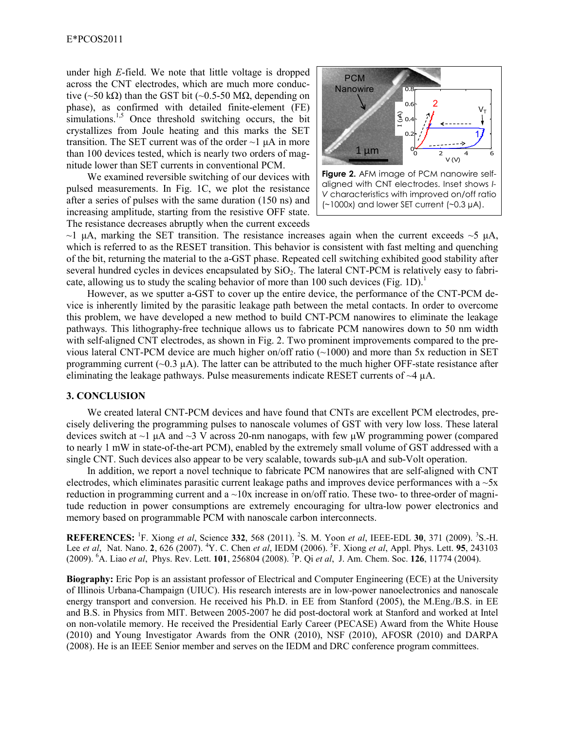under high $E$-field. We note that little voltage is dropped across the CNT electrodes, which are much more conductive (~50 kΩ) than the GST bit (~0.5-50 MΩ, depending on phase), as confirmed with detailed finite-element (FE) simulations.[1,5] Once threshold switching occurs, the bit crystallizes from Joule heating and this marks the SET transition. The SET current was of the order ~1 μA in more than 100 devices tested, which is nearly two orders of magnitude lower than SET currents in conventional PCM.

We examined reversible switching of our devices with pulsed measurements. In Fig. 1C, we plot the resistance after a series of pulses with the same duration (150 ns) and increasing amplitude, starting from the resistive OFF state. The resistance decreases abruptly when the current exceeds ~1 μA, marking the SET transition. The resistance increases again when the current exceeds ~5 μA, which is referred to as the RESET transition. This behavior is consistent with fast melting and quenching of the bit, returning the material to the a-GST phase. Repeated cell switching exhibited good stability after several hundred cycles in devices encapsulated by $SiO_2$. The lateral CNT-PCM is relatively easy to fabricate, allowing us to study the scaling behavior of more than 100 such devices (Fig. 1D).[1]

PCM
Nanowire
1 μm
0.8
0.6
0.4
0.2
0
I (μA)
0
2
4
6
V (V)
2
1
$V_T$

**Figure 2.** AFM image of PCM nanowire self-aligned with CNT electrodes. Inset shows *I-V* characteristics with improved on/off ratio (~1000x) and lower SET current (~0.3 μA).

However, as we sputter a-GST to cover up the entire device, the performance of the CNT-PCM device is inherently limited by the parasitic leakage path between the metal contacts. In order to overcome this problem, we have developed a new method to build CNT-PCM nanowires to eliminate the leakage pathways. This lithography-free technique allows us to fabricate PCM nanowires down to 50 nm width with self-aligned CNT electrodes, as shown in Fig. 2. Two prominent improvements compared to the previous lateral CNT-PCM device are much higher on/off ratio (~1000) and more than 5x reduction in SET programming current (~0.3 μA). The latter can be attributed to the much higher OFF-state resistance after eliminating the leakage pathways. Pulse measurements indicate RESET currents of ~4 μA.

## 3. CONCLUSION

We created lateral CNT-PCM devices and have found that CNTs are excellent PCM electrodes, precisely delivering the programming pulses to nanoscale volumes of GST with very low loss. These lateral devices switch at ~1 μA and ~3 V across 20-nm nanogaps, with few μW programming power (compared to nearly 1 mW in state-of-the-art PCM), enabled by the extremely small volume of GST addressed with a single CNT. Such devices also appear to be very scalable, towards sub-μA and sub-Volt operation.

In addition, we report a novel technique to fabricate PCM nanowires that are self-aligned with CNT electrodes, which eliminates parasitic current leakage paths and improves device performances with a ~5x reduction in programming current and a ~10x increase in on/off ratio. These two- to three-order of magnitude reduction in power consumptions are extremely encouraging for ultra-low power electronics and memory based on programmable PCM with nanoscale carbon interconnects.

**REFERENCES:** [1]F. Xiong *et al*, Science **332**, 568 (2011). [2]S. M. Yoon *et al*, IEEE-EDL **30**, 371 (2009). [3]S.-H. Lee *et al*, Nat. Nano. **2**, 626 (2007). [4]Y. C. Chen *et al*, IEDM (2006). [5]F. Xiong *et al*, Appl. Phys. Lett. **95**, 243103 (2009). [6]A. Liao *et al*, Phys. Rev. Lett. **101**, 256804 (2008). [7]P. Qi *et al*, J. Am. Chem. Soc. **126**, 11774 (2004).

**Biography:** Eric Pop is an assistant professor of Electrical and Computer Engineering (ECE) at the University of Illinois Urbana-Champaign (UIUC). His research interests are in low-power nanoelectronics and nanoscale energy transport and conversion. He received his Ph.D. in EE from Stanford (2005), the M.Eng./B.S. in EE and B.S. in Physics from MIT. Between 2005-2007 he did post-doctoral work at Stanford and worked at Intel on non-volatile memory. He received the Presidential Early Career (PECASE) Award from the White House (2010) and Young Investigator Awards from the ONR (2010), NSF (2010), AFOSR (2010) and DARPA (2008). He is an IEEE Senior member and serves on the IEDM and DRC conference program committees.